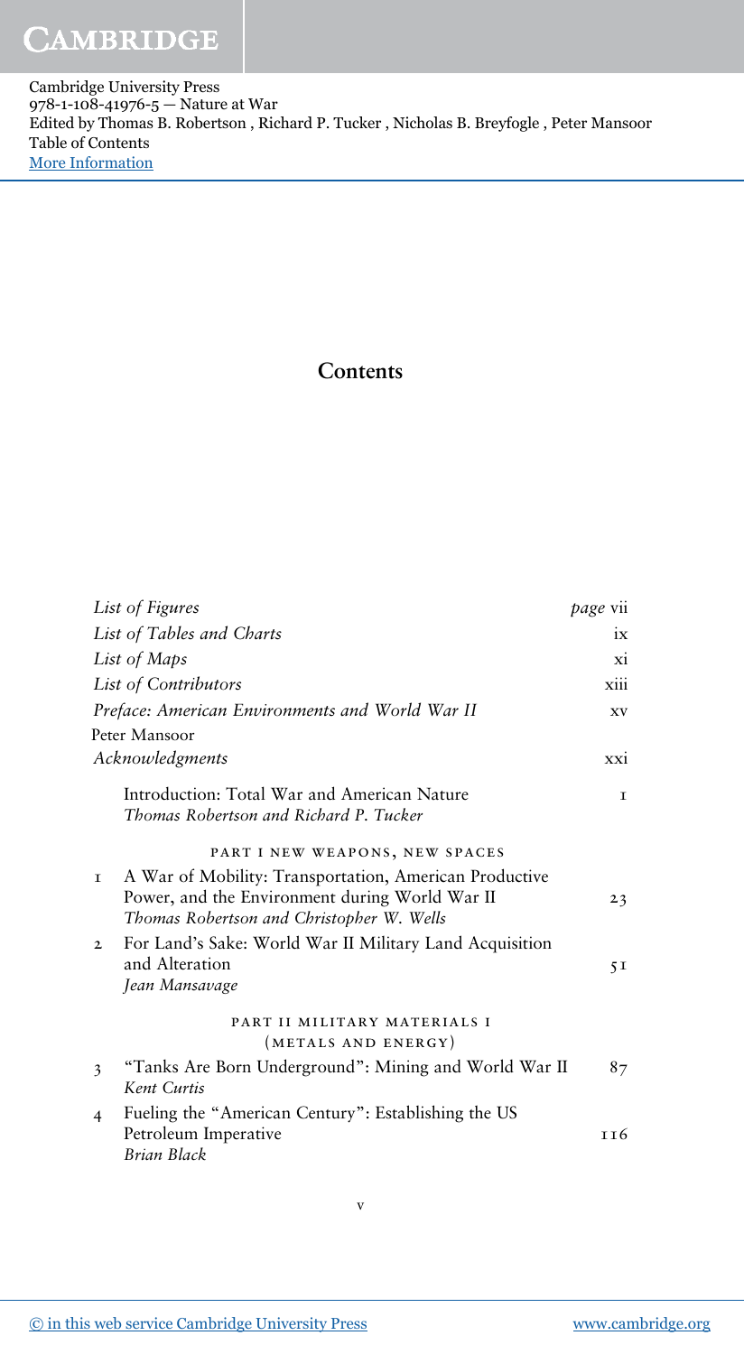Cambridge University Press
978-1-108-41976-5 — Nature at War
Edited by Thomas B. Robertson , Richard P. Tucker , Nicholas B. Breyfogle , Peter Mansoor
Table of Contents
More Information

# Contents

| | | |
|---|---|---|
| | *List of Figures* | *page* vii |
| | *List of Tables and Charts* | ix |
| | *List of Maps* | xi |
| | *List of Contributors* | xiii |
| | *Preface: American Environments and World War II*<br>Peter Mansoor | xv |
| | *Acknowledgments* | xxi |
| | Introduction: Total War and American Nature<br>*Thomas Robertson and Richard P. Tucker* | 1 |
| | PART I NEW WEAPONS, NEW SPACES | |
| 1 | A War of Mobility: Transportation, American Productive Power, and the Environment during World War II<br>*Thomas Robertson and Christopher W. Wells* | 23 |
| 2 | For Land's Sake: World War II Military Land Acquisition and Alteration<br>*Jean Mansavage* | 51 |
| | PART II MILITARY MATERIALS I (METALS AND ENERGY) | |
| 3 | "Tanks Are Born Underground": Mining and World War II<br>*Kent Curtis* | 87 |
| 4 | Fueling the "American Century": Establishing the US Petroleum Imperative<br>*Brian Black* | 116 |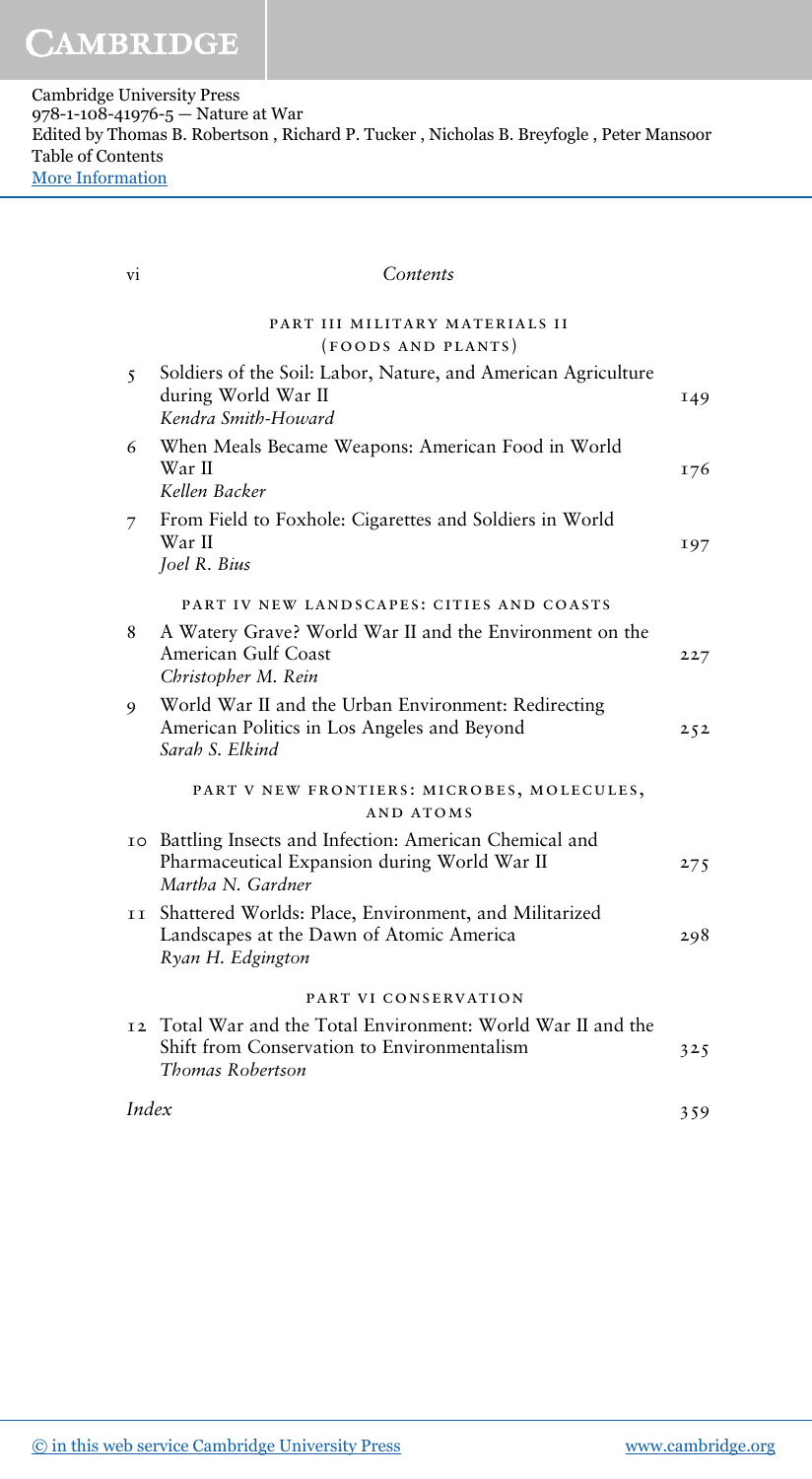## Contents

### PART III MILITARY MATERIALS II (FOODS AND PLANTS)

| | | |
|---|---|---|
| 5 | Soldiers of the Soil: Labor, Nature, and American Agriculture during World War II<br>*Kendra Smith-Howard* | 149 |
| 6 | When Meals Became Weapons: American Food in World War II<br>*Kellen Backer* | 176 |
| 7 | From Field to Foxhole: Cigarettes and Soldiers in World War II<br>*Joel R. Bius* | 197 |

### PART IV NEW LANDSCAPES: CITIES AND COASTS

| | | |
|---|---|---|
| 8 | A Watery Grave? World War II and the Environment on the American Gulf Coast<br>*Christopher M. Rein* | 227 |
| 9 | World War II and the Urban Environment: Redirecting American Politics in Los Angeles and Beyond<br>*Sarah S. Elkind* | 252 |

### PART V NEW FRONTIERS: MICROBES, MOLECULES, AND ATOMS

| | | |
|---|---|---|
| 10 | Battling Insects and Infection: American Chemical and Pharmaceutical Expansion during World War II<br>*Martha N. Gardner* | 275 |
| 11 | Shattered Worlds: Place, Environment, and Militarized Landscapes at the Dawn of Atomic America<br>*Ryan H. Edgington* | 298 |

### PART VI CONSERVATION

| | | |
|---|---|---|
| 12 | Total War and the Total Environment: World War II and the Shift from Conservation to Environmentalism<br>*Thomas Robertson* | 325 |

*Index* 359